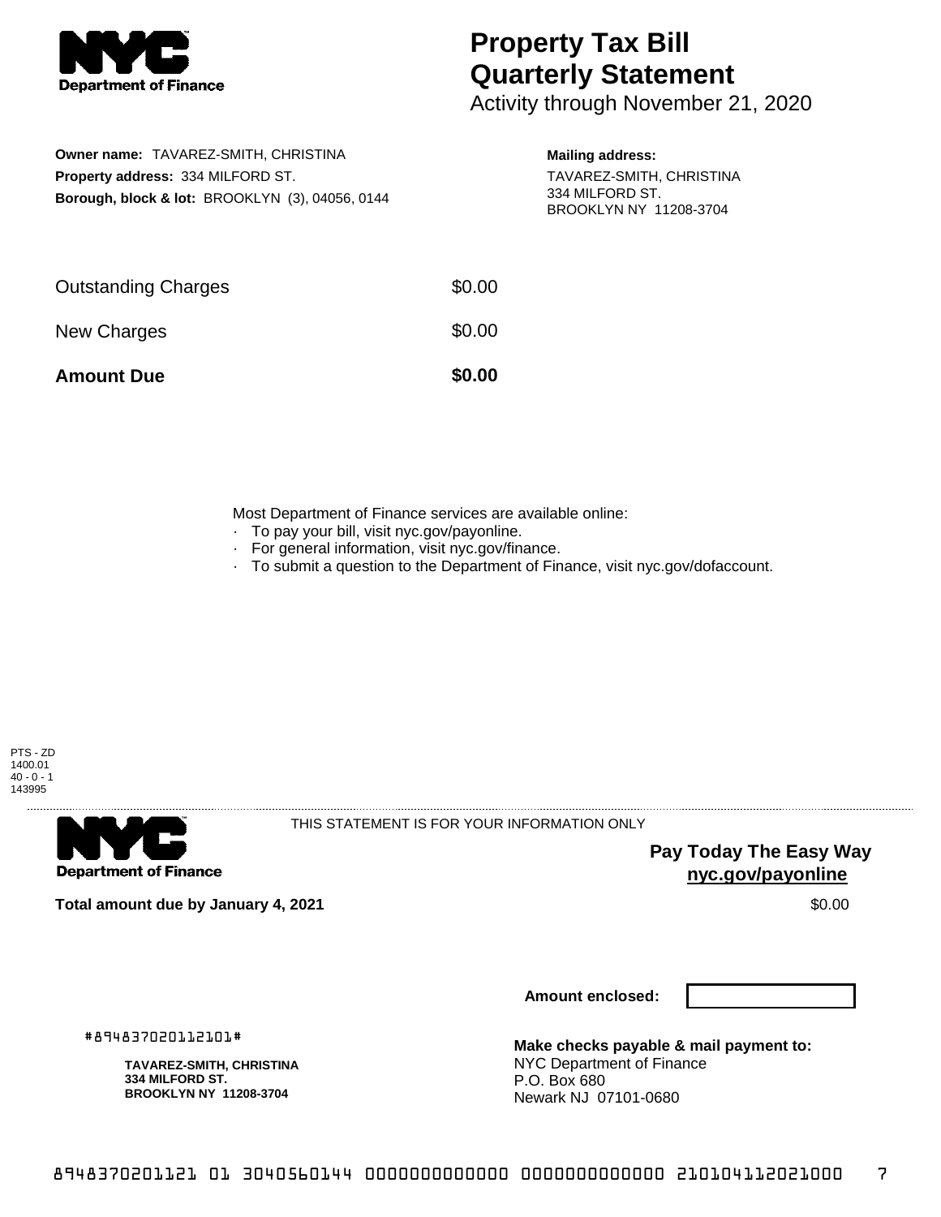**NYC Department of Finance**

# Property Tax Bill Quarterly Statement

Activity through November 21, 2020

**Owner name:** TAVAREZ-SMITH, CHRISTINA
**Property address:** 334 MILFORD ST.
**Borough, block & lot:** BROOKLYN (3), 04056, 0144

**Mailing address:**
TAVAREZ-SMITH, CHRISTINA
334 MILFORD ST.
BROOKLYN NY 11208-3704

| | |
|---|---|
| Outstanding Charges | $0.00 |
| New Charges | $0.00 |
| **Amount Due** | **$0.00** |

Most Department of Finance services are available online:

- To pay your bill, visit nyc.gov/payonline.
- For general information, visit nyc.gov/finance.
- To submit a question to the Department of Finance, visit nyc.gov/dofaccount.

PTS - ZD
1400.01
40 - 0 - 1
143995

---

**NYC Department of Finance**

THIS STATEMENT IS FOR YOUR INFORMATION ONLY

**Pay Today The Easy Way**
**nyc.gov/payonline**

**Total amount due by January 4, 2021** $0.00

**Amount enclosed:**

#894837020112101#

**TAVAREZ-SMITH, CHRISTINA**
**334 MILFORD ST.**
**BROOKLYN NY 11208-3704**

**Make checks payable & mail payment to:**
NYC Department of Finance
P.O. Box 680
Newark NJ 07101-0680

8948370201121 01 3040560144 0000000000000 0000000000000 210104112021000 7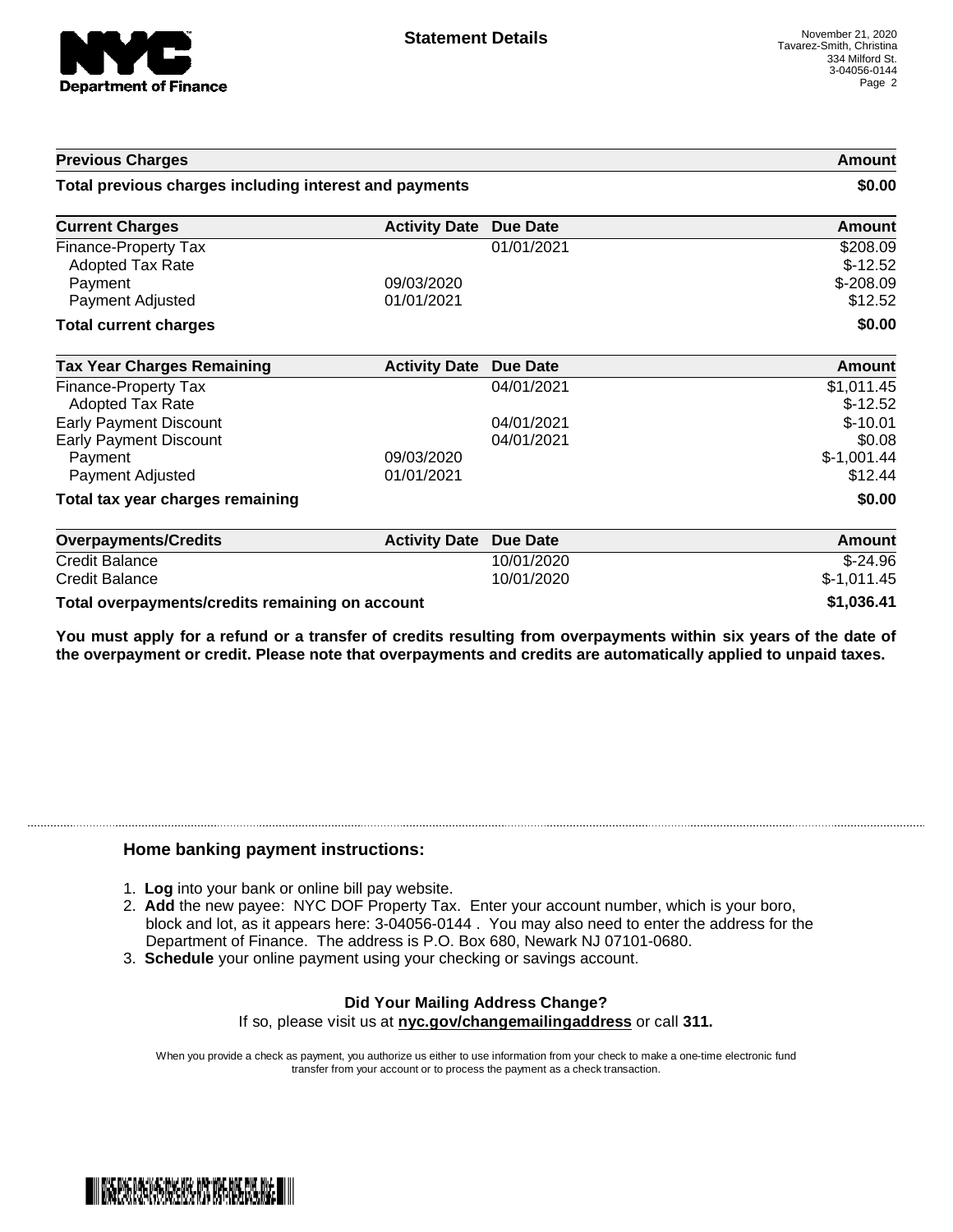# Statement Details

November 21, 2020
Tavarez-Smith, Christina
334 Milford St.
3-04056-0144

| Previous Charges | | | Amount |
|---|---|---|---|
| **Total previous charges including interest and payments** | | | **$0.00** |

| Current Charges | Activity Date | Due Date | Amount |
|---|---|---|---|
| Finance-Property Tax | | 01/01/2021 | $208.09 |
| Adopted Tax Rate | | | $-12.52 |
| Payment | 09/03/2020 | | $-208.09 |
| Payment Adjusted | 01/01/2021 | | $12.52 |
| **Total current charges** | | | **$0.00** |

| Tax Year Charges Remaining | Activity Date | Due Date | Amount |
|---|---|---|---|
| Finance-Property Tax | | 04/01/2021 | $1,011.45 |
| Adopted Tax Rate | | | $-12.52 |
| Early Payment Discount | | 04/01/2021 | $-10.01 |
| Early Payment Discount | | 04/01/2021 | $0.08 |
| Payment | 09/03/2020 | | $-1,001.44 |
| Payment Adjusted | 01/01/2021 | | $12.44 |
| **Total tax year charges remaining** | | | **$0.00** |

| Overpayments/Credits | Activity Date | Due Date | Amount |
|---|---|---|---|
| Credit Balance | | 10/01/2020 | $-24.96 |
| Credit Balance | | 10/01/2020 | $-1,011.45 |
| **Total overpayments/credits remaining on account** | | | **$1,036.41** |

**You must apply for a refund or a transfer of credits resulting from overpayments within six years of the date of the overpayment or credit. Please note that overpayments and credits are automatically applied to unpaid taxes.**

## Home banking payment instructions:

1. **Log** into your bank or online bill pay website.
2. **Add** the new payee: NYC DOF Property Tax. Enter your account number, which is your boro, block and lot, as it appears here: 3-04056-0144 . You may also need to enter the address for the Department of Finance. The address is P.O. Box 680, Newark NJ 07101-0680.
3. **Schedule** your online payment using your checking or savings account.

**Did Your Mailing Address Change?**
If so, please visit us at **nyc.gov/changemailingaddress** or call **311.**

When you provide a check as payment, you authorize us either to use information from your check to make a one-time electronic fund transfer from your account or to process the payment as a check transaction.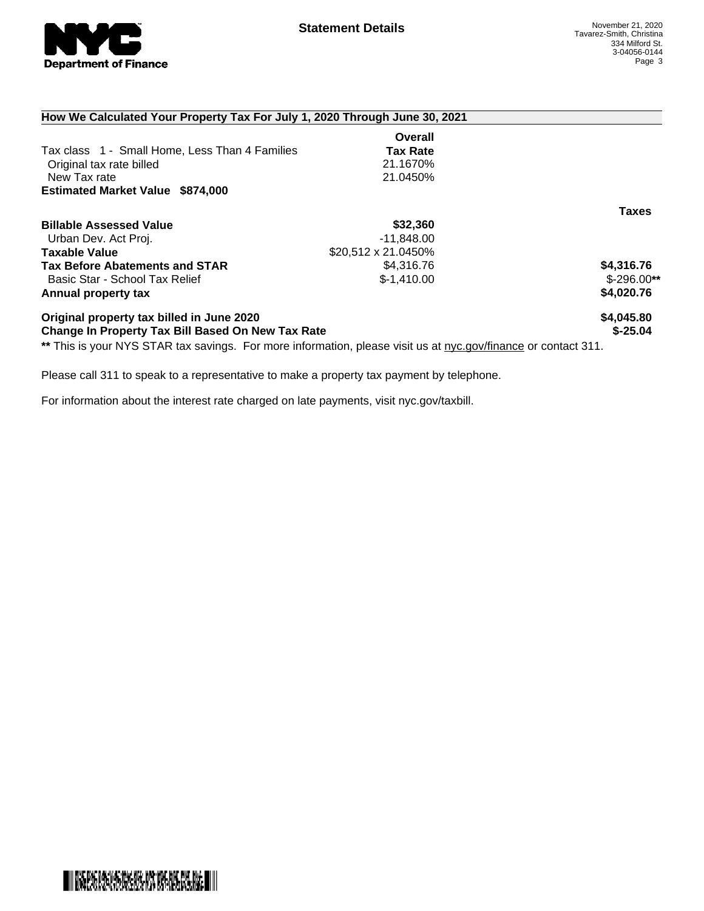NYC Department of Finance

**Statement Details**

November 21, 2020
Tavarez-Smith, Christina
334 Milford St.
3-04056-0144

## How We Calculated Your Property Tax For July 1, 2020 Through June 30, 2021

| | Overall Tax Rate | Taxes |
|---|---|---|
| Tax class 1 - Small Home, Less Than 4 Families | | |
| Original tax rate billed | 21.1670% | |
| New Tax rate | 21.0450% | |
| **Estimated Market Value $874,000** | | |
| **Billable Assessed Value** | **$32,360** | |
| Urban Dev. Act Proj. | -11,848.00 | |
| **Taxable Value** | $20,512 x 21.0450% | |
| **Tax Before Abatements and STAR** | $4,316.76 | **$4,316.76** |
| Basic Star - School Tax Relief | $-1,410.00 | $-296.00** |
| **Annual property tax** | | **$4,020.76** |
| **Original property tax billed in June 2020** | | **$4,045.80** |
| **Change In Property Tax Bill Based On New Tax Rate** | | **$-25.04** |

** This is your NYS STAR tax savings. For more information, please visit us at nyc.gov/finance or contact 311.

Please call 311 to speak to a representative to make a property tax payment by telephone.

For information about the interest rate charged on late payments, visit nyc.gov/taxbill.